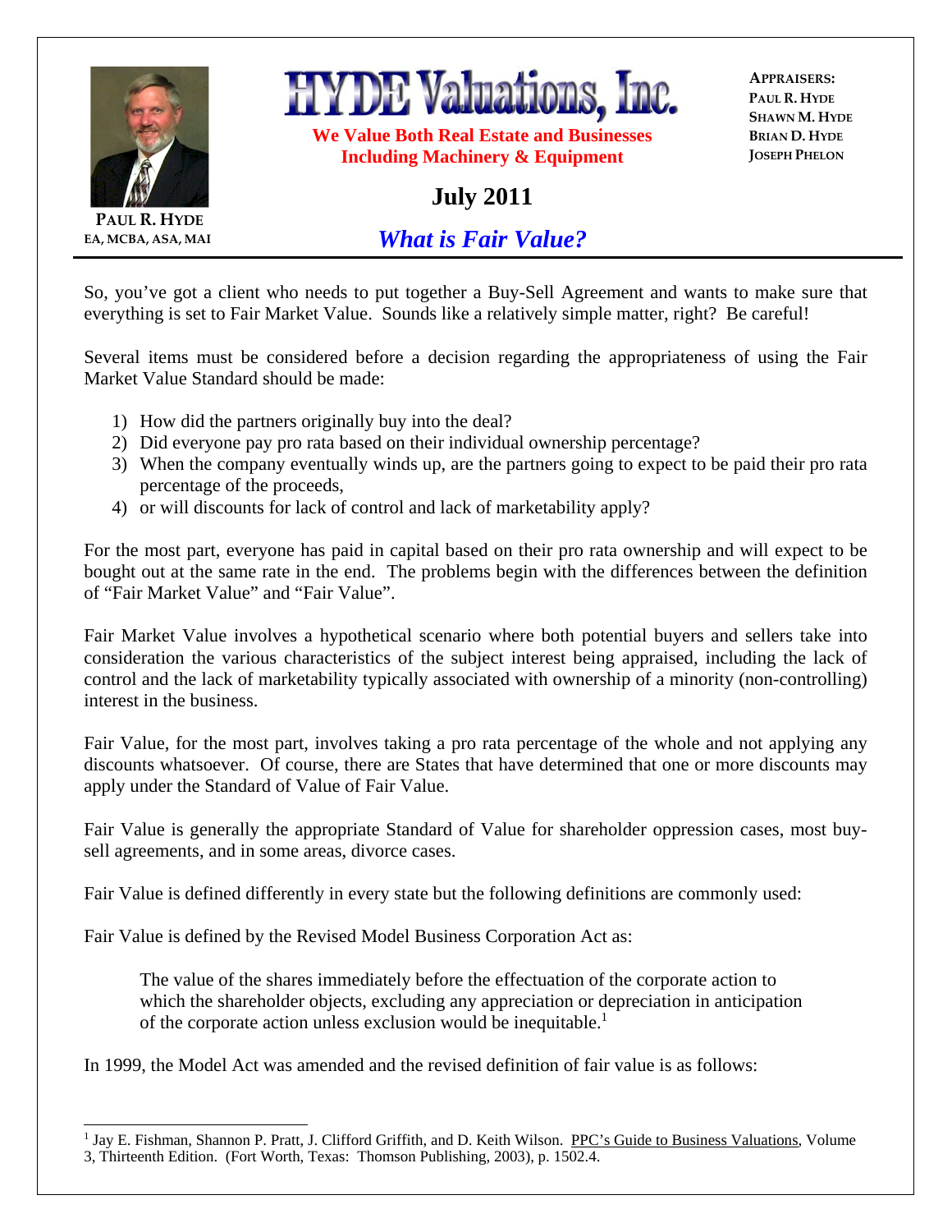PAUL R. HYDE
EA, MCBA, ASA, MAI

# HYDE Valuations, Inc.

**We Value Both Real Estate and Businesses Including Machinery & Equipment**

**APPRAISERS:**
PAUL R. HYDE
SHAWN M. HYDE
BRIAN D. HYDE
JOSEPH PHELON

## July 2011

## *What is Fair Value?*

So, you've got a client who needs to put together a Buy-Sell Agreement and wants to make sure that everything is set to Fair Market Value. Sounds like a relatively simple matter, right? Be careful!

Several items must be considered before a decision regarding the appropriateness of using the Fair Market Value Standard should be made:

1) How did the partners originally buy into the deal?
2) Did everyone pay pro rata based on their individual ownership percentage?
3) When the company eventually winds up, are the partners going to expect to be paid their pro rata percentage of the proceeds,
4) or will discounts for lack of control and lack of marketability apply?

For the most part, everyone has paid in capital based on their pro rata ownership and will expect to be bought out at the same rate in the end. The problems begin with the differences between the definition of "Fair Market Value" and "Fair Value".

Fair Market Value involves a hypothetical scenario where both potential buyers and sellers take into consideration the various characteristics of the subject interest being appraised, including the lack of control and the lack of marketability typically associated with ownership of a minority (non-controlling) interest in the business.

Fair Value, for the most part, involves taking a pro rata percentage of the whole and not applying any discounts whatsoever. Of course, there are States that have determined that one or more discounts may apply under the Standard of Value of Fair Value.

Fair Value is generally the appropriate Standard of Value for shareholder oppression cases, most buy-sell agreements, and in some areas, divorce cases.

Fair Value is defined differently in every state but the following definitions are commonly used:

Fair Value is defined by the Revised Model Business Corporation Act as:

> The value of the shares immediately before the effectuation of the corporate action to which the shareholder objects, excluding any appreciation or depreciation in anticipation of the corporate action unless exclusion would be inequitable.[1]

In 1999, the Model Act was amended and the revised definition of fair value is as follows:

---

[1] Jay E. Fishman, Shannon P. Pratt, J. Clifford Griffith, and D. Keith Wilson. PPC's Guide to Business Valuations, Volume 3, Thirteenth Edition. (Fort Worth, Texas: Thomson Publishing, 2003), p. 1502.4.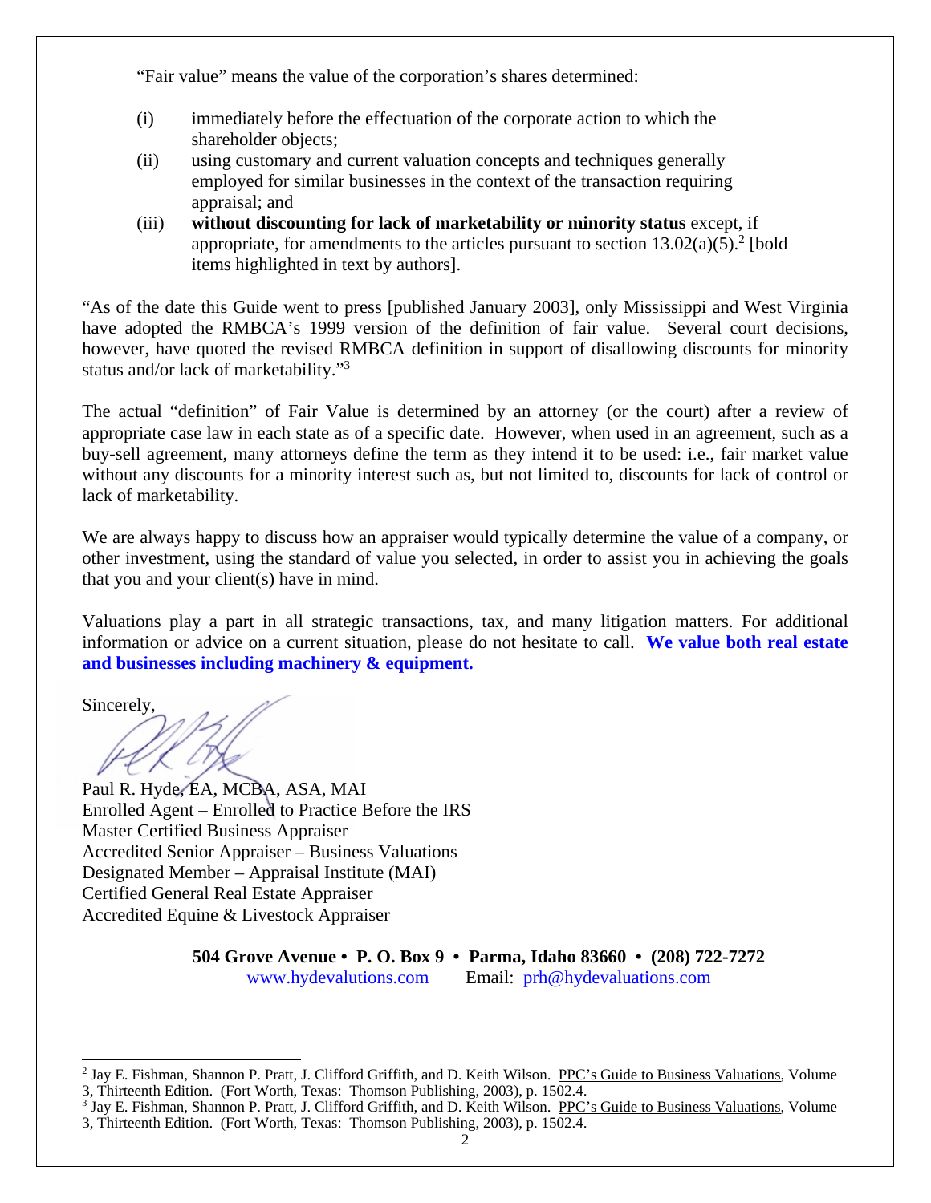"Fair value" means the value of the corporation's shares determined:

(i) immediately before the effectuation of the corporate action to which the shareholder objects;

(ii) using customary and current valuation concepts and techniques generally employed for similar businesses in the context of the transaction requiring appraisal; and

(iii) **without discounting for lack of marketability or minority status** except, if appropriate, for amendments to the articles pursuant to section 13.02(a)(5).[2] [bold items highlighted in text by authors].

"As of the date this Guide went to press [published January 2003], only Mississippi and West Virginia have adopted the RMBCA's 1999 version of the definition of fair value. Several court decisions, however, have quoted the revised RMBCA definition in support of disallowing discounts for minority status and/or lack of marketability."[3]

The actual "definition" of Fair Value is determined by an attorney (or the court) after a review of appropriate case law in each state as of a specific date. However, when used in an agreement, such as a buy-sell agreement, many attorneys define the term as they intend it to be used: i.e., fair market value without any discounts for a minority interest such as, but not limited to, discounts for lack of control or lack of marketability.

We are always happy to discuss how an appraiser would typically determine the value of a company, or other investment, using the standard of value you selected, in order to assist you in achieving the goals that you and your client(s) have in mind.

Valuations play a part in all strategic transactions, tax, and many litigation matters. For additional information or advice on a current situation, please do not hesitate to call. **We value both real estate and businesses including machinery & equipment.**

Sincerely,

Paul R. Hyde, EA, MCBA, ASA, MAI
Enrolled Agent – Enrolled to Practice Before the IRS
Master Certified Business Appraiser
Accredited Senior Appraiser – Business Valuations
Designated Member – Appraisal Institute (MAI)
Certified General Real Estate Appraiser
Accredited Equine & Livestock Appraiser

**504 Grove Avenue • P. O. Box 9 • Parma, Idaho 83660 • (208) 722-7272**
www.hydevalutions.com Email: prh@hydevaluations.com

[2] Jay E. Fishman, Shannon P. Pratt, J. Clifford Griffith, and D. Keith Wilson. PPC's Guide to Business Valuations, Volume 3, Thirteenth Edition. (Fort Worth, Texas: Thomson Publishing, 2003), p. 1502.4.

[3] Jay E. Fishman, Shannon P. Pratt, J. Clifford Griffith, and D. Keith Wilson. PPC's Guide to Business Valuations, Volume 3, Thirteenth Edition. (Fort Worth, Texas: Thomson Publishing, 2003), p. 1502.4.